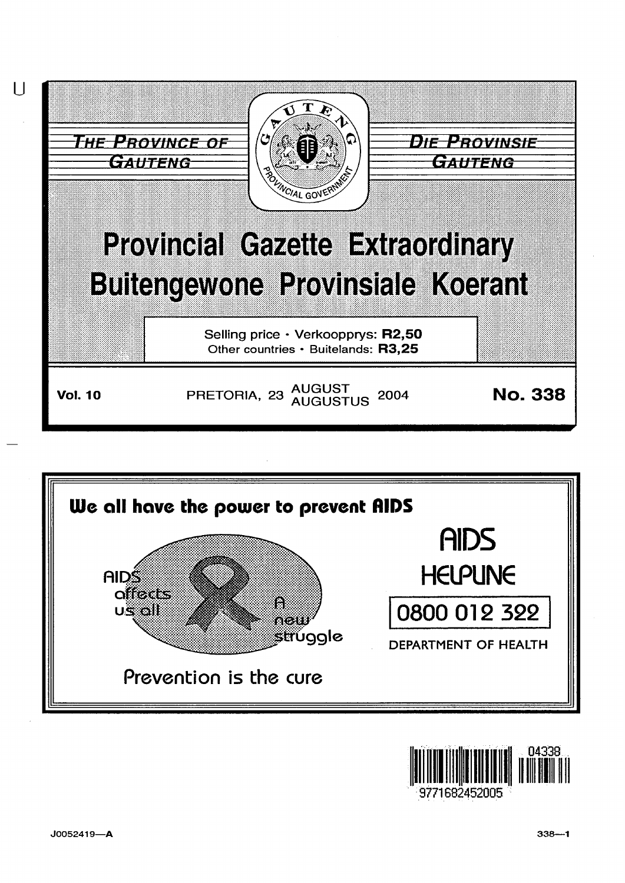THE PROVINCE OF GAUTENG

DIE PROVINSIE GAUTENG

# Provincial Gazette Extraordinary
# Buitengewone Provinsiale Koerant

Selling price · Verkoopprys: **R2,50**
Other countries · Buitelands: **R3,25**

**Vol. 10** PRETORIA, 23 AUGUST AUGUSTUS 2004 **No. 338**

**We all have the power to prevent AIDS**

AIDS affects us all

A new struggle

Prevention is the cure

**AIDS HELPLINE**

**0800 012 322**

DEPARTMENT OF HEALTH

J0052419—A

338—1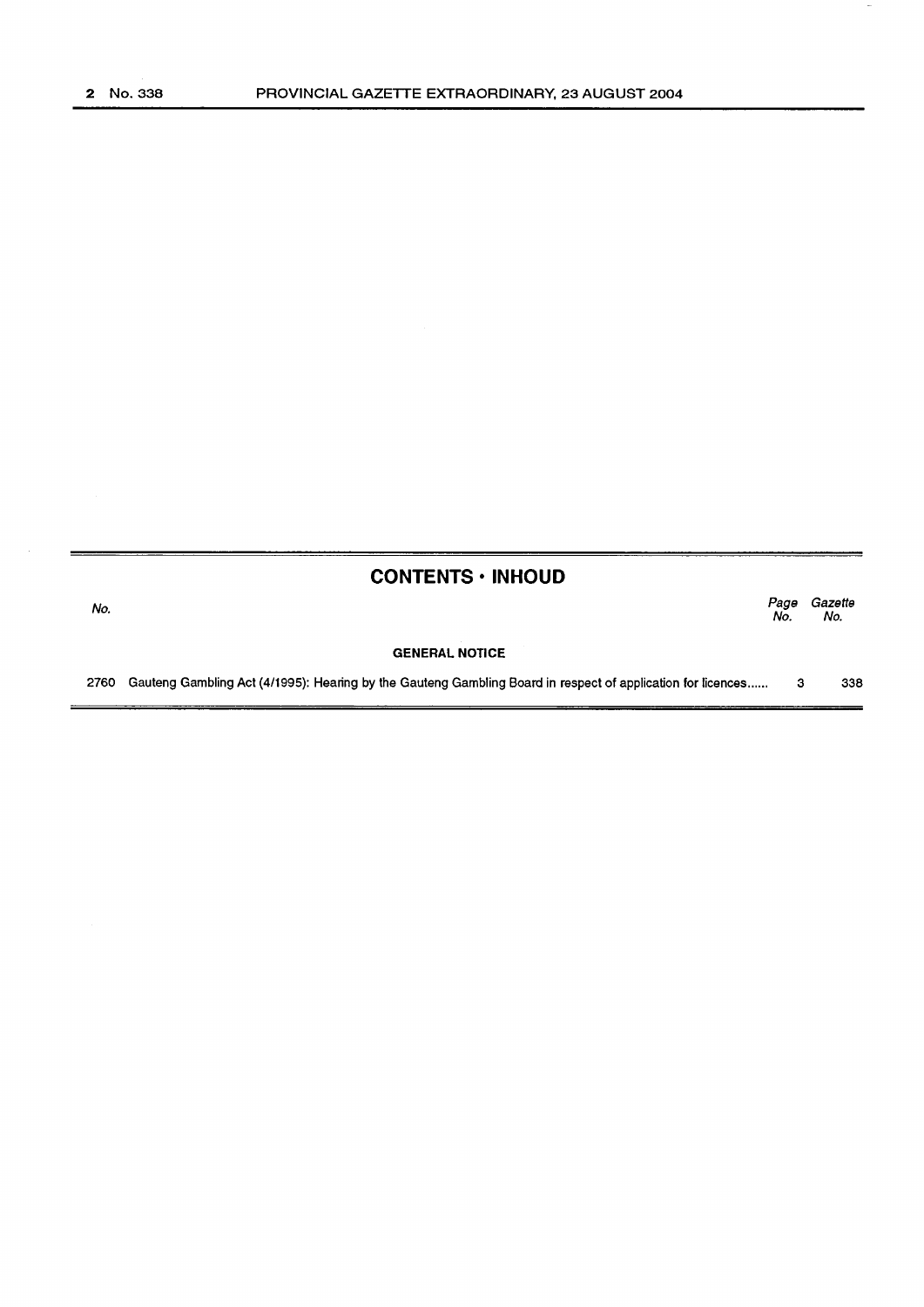## CONTENTS • INHOUD

| No. | | Page No. | Gazette No. |
|---|---|---|---|
| | **GENERAL NOTICE** | | |
| 2760 | Gauteng Gambling Act (4/1995): Hearing by the Gauteng Gambling Board in respect of application for licences...... | 3 | 338 |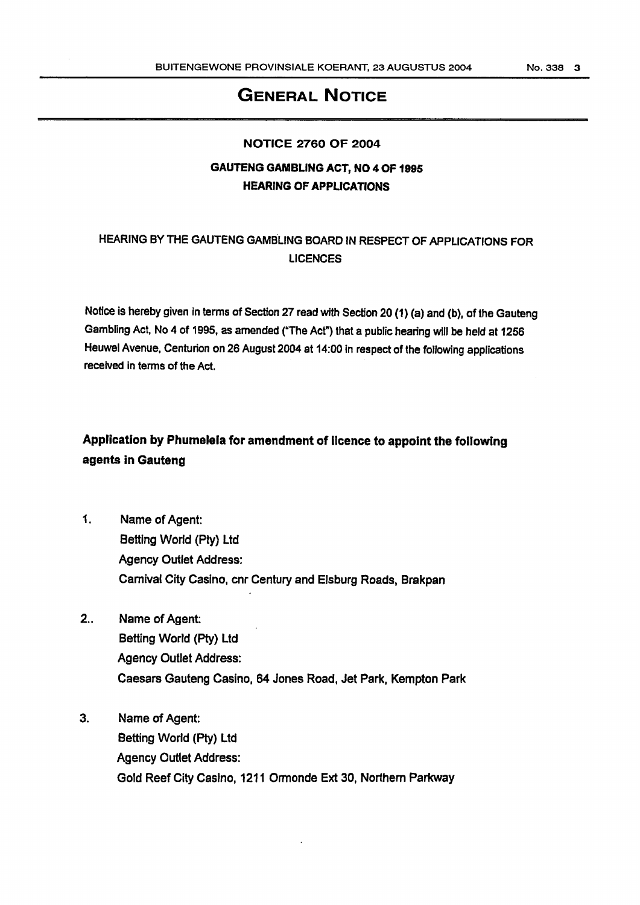# GENERAL NOTICE

## NOTICE 2760 OF 2004

### GAUTENG GAMBLING ACT, NO 4 OF 1995
### HEARING OF APPLICATIONS

HEARING BY THE GAUTENG GAMBLING BOARD IN RESPECT OF APPLICATIONS FOR LICENCES

Notice is hereby given in terms of Section 27 read with Section 20 (1) (a) and (b), of the Gauteng Gambling Act, No 4 of 1995, as amended ("The Act") that a public hearing will be held at 1256 Heuwel Avenue, Centurion on 26 August 2004 at 14:00 in respect of the following applications received in terms of the Act.

**Application by Phumelela for amendment of licence to appoint the following agents in Gauteng**

1. Name of Agent:
   Betting World (Pty) Ltd
   Agency Outlet Address:
   Carnival City Casino, cnr Century and Elsburg Roads, Brakpan

2.. Name of Agent:
   Betting World (Pty) Ltd
   Agency Outlet Address:
   Caesars Gauteng Casino, 64 Jones Road, Jet Park, Kempton Park

3. Name of Agent:
   Betting World (Pty) Ltd
   Agency Outlet Address:
   Gold Reef City Casino, 1211 Ormonde Ext 30, Northern Parkway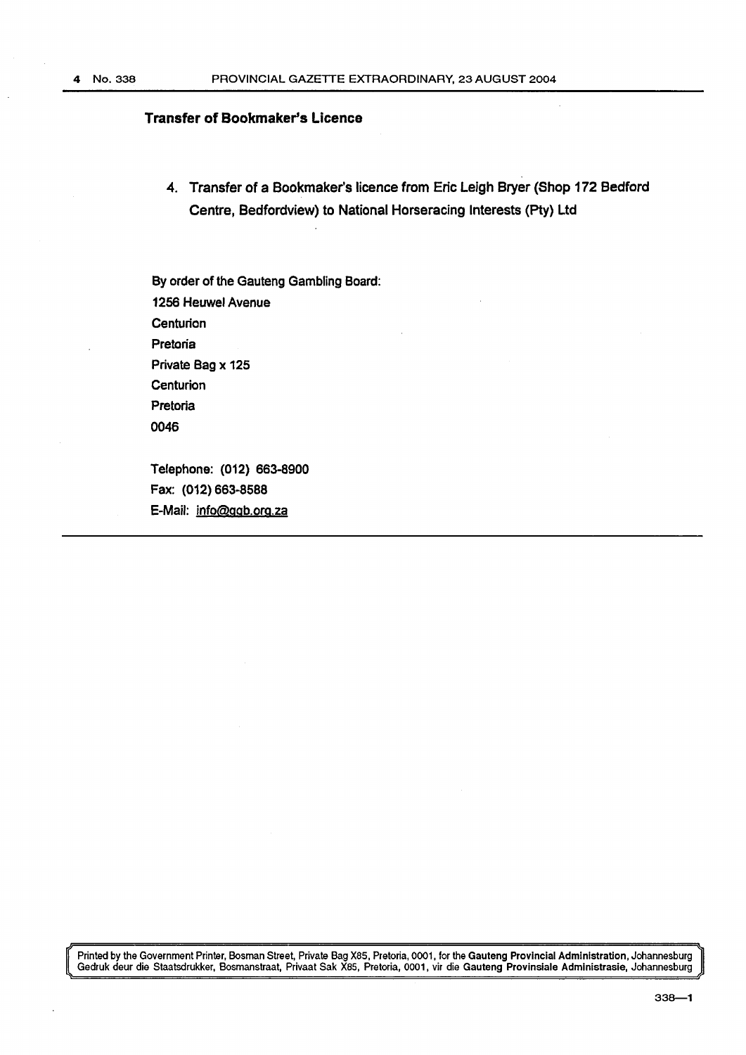## Transfer of Bookmaker's Licence

4. Transfer of a Bookmaker's licence from Eric Leigh Bryer (Shop 172 Bedford Centre, Bedfordview) to National Horseracing Interests (Pty) Ltd

By order of the Gauteng Gambling Board:
1256 Heuwel Avenue
Centurion
Pretoria
Private Bag x 125
Centurion
Pretoria
0046

Telephone: (012) 663-8900
Fax: (012) 663-8588
E-Mail: info@ggb.org.za

Printed by the Government Printer, Bosman Street, Private Bag X85, Pretoria, 0001, for the **Gauteng Provincial Administration**, Johannesburg
Gedruk deur die Staatsdrukker, Bosmanstraat, Privaat Sak X85, Pretoria, 0001, vir die **Gauteng Provinsiale Administrasie**, Johannesburg